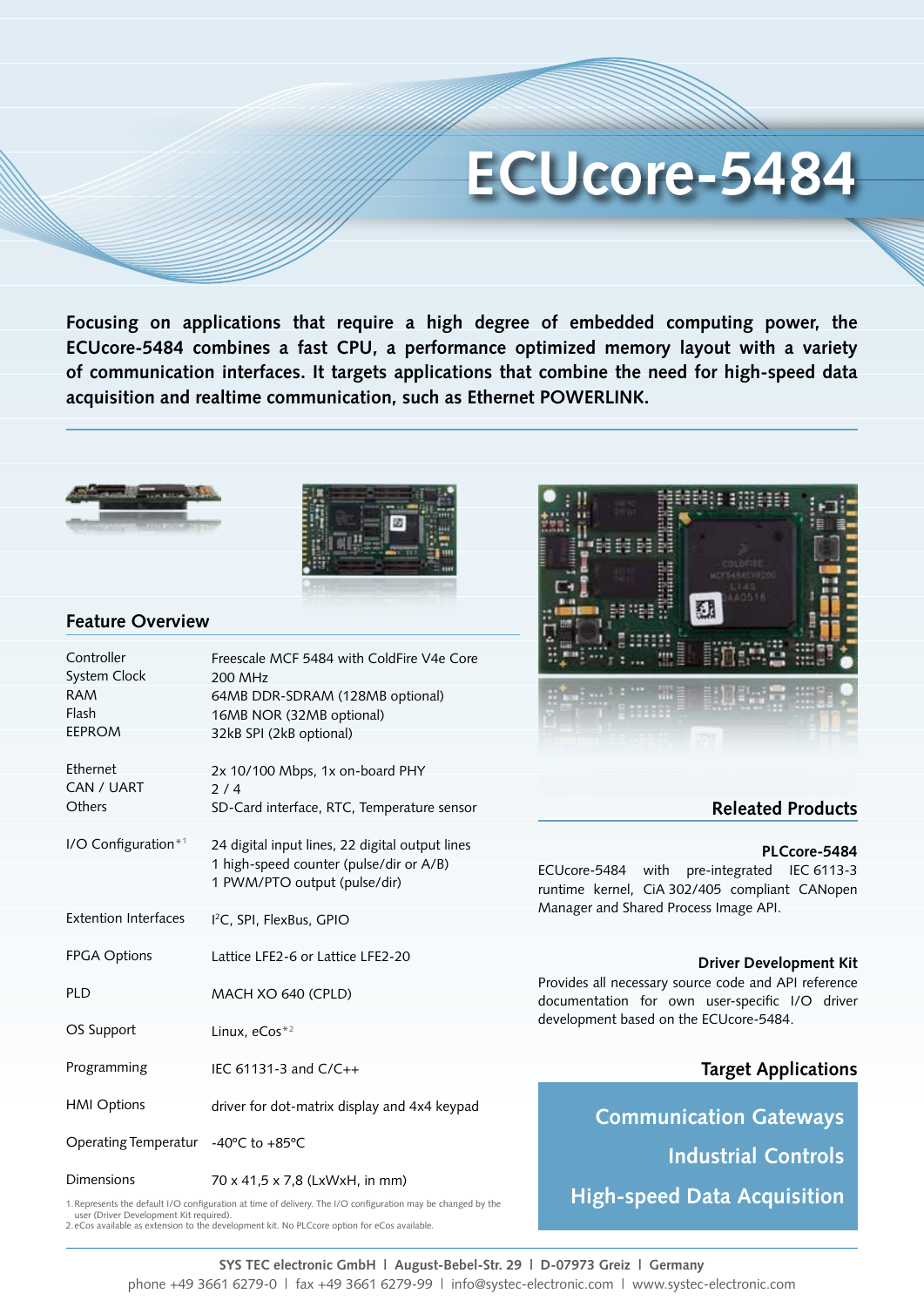# ECUcore-5484

**Focusing on applications that require a high degree of embedded computing power, the ECUcore-5484 combines a fast CPU, a performance optimized memory layout with a variety of communication interfaces. It targets applications that combine the need for high-speed data acquisition and realtime communication, such as Ethernet POWERLINK.**

## Feature Overview

| | |
|---|---|
| Controller | Freescale MCF 5484 with ColdFire V4e Core |
| System Clock | 200 MHz |
| RAM | 64MB DDR-SDRAM (128MB optional) |
| Flash | 16MB NOR (32MB optional) |
| EEPROM | 32kB SPI (2kB optional) |
| Ethernet | 2x 10/100 Mbps, 1x on-board PHY |
| CAN / UART | 2 / 4 |
| Others | SD-Card interface, RTC, Temperature sensor |
| I/O Configuration*1 | 24 digital input lines, 22 digital output lines<br>1 high-speed counter (pulse/dir or A/B)<br>1 PWM/PTO output (pulse/dir) |
| Extention Interfaces | I²C, SPI, FlexBus, GPIO |
| FPGA Options | Lattice LFE2-6 or Lattice LFE2-20 |
| PLD | MACH XO 640 (CPLD) |
| OS Support | Linux, eCos*2 |
| Programming | IEC 61131-3 and C/C++ |
| HMI Options | driver for dot-matrix display and 4x4 keypad |
| Operating Temperatur | -40°C to +85°C |
| Dimensions | 70 x 41,5 x 7,8 (LxWxH, in mm) |

1. Represents the default I/O configuration at time of delivery. The I/O configuration may be changed by the user (Driver Development Kit required).
2. eCos available as extension to the development kit. No PLCcore option for eCos available.

## Releated Products

### PLCcore-5484

ECUcore-5484 with pre-integrated IEC 6113-3 runtime kernel, CiA 302/405 compliant CANopen Manager and Shared Process Image API.

### Driver Development Kit

Provides all necessary source code and API reference documentation for own user-specific I/O driver development based on the ECUcore-5484.

## Target Applications

- Communication Gateways
- Industrial Controls
- High-speed Data Acquisition

**SYS TEC electronic GmbH | August-Bebel-Str. 29 | D-07973 Greiz | Germany**
phone +49 3661 6279-0 | fax +49 3661 6279-99 | info@systec-electronic.com | www.systec-electronic.com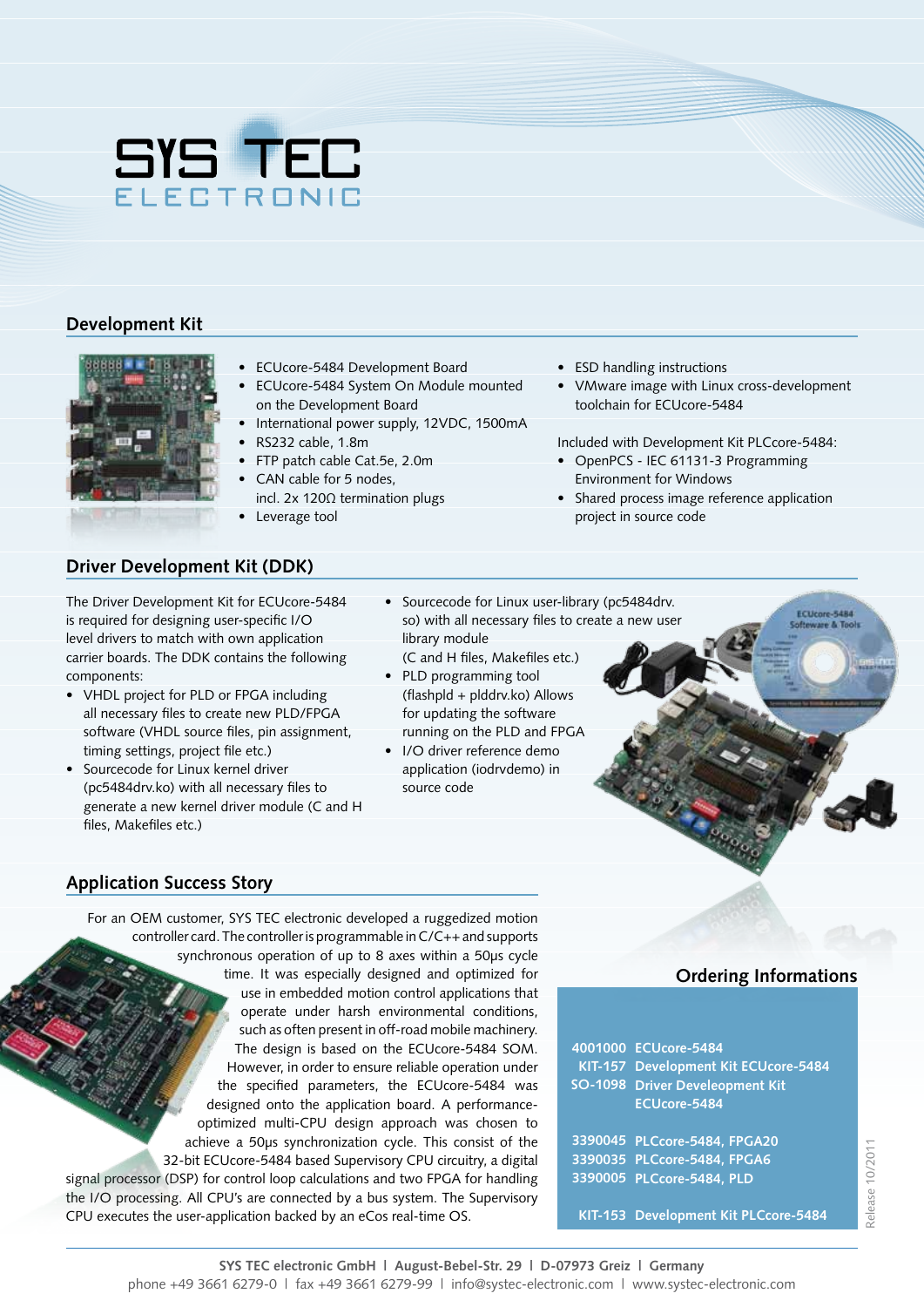## Development Kit

- ECUcore-5484 Development Board
- ECUcore-5484 System On Module mounted on the Development Board
- International power supply, 12VDC, 1500mA
- RS232 cable, 1.8m
- FTP patch cable Cat.5e, 2.0m
- CAN cable for 5 nodes, incl. 2x 120Ω termination plugs
- Leverage tool
- ESD handling instructions
- VMware image with Linux cross-development toolchain for ECUcore-5484

Included with Development Kit PLCcore-5484:

- OpenPCS - IEC 61131-3 Programming Environment for Windows
- Shared process image reference application project in source code

## Driver Development Kit (DDK)

The Driver Development Kit for ECUcore-5484 is required for designing user-specific I/O level drivers to match with own application carrier boards. The DDK contains the following components:

- VHDL project for PLD or FPGA including all necessary files to create new PLD/FPGA software (VHDL source files, pin assignment, timing settings, project file etc.)
- Sourcecode for Linux kernel driver (pc5484drv.ko) with all necessary files to generate a new kernel driver module (C and H files, Makefiles etc.)
- Sourcecode for Linux user-library (pc5484drv.so) with all necessary files to create a new user library module (C and H files, Makefiles etc.)
- PLD programming tool (flashpld + plddrv.ko) Allows for updating the software running on the PLD and FPGA
- I/O driver reference demo application (iodrvdemo) in source code

## Application Success Story

For an OEM customer, SYS TEC electronic developed a ruggedized motion controller card. The controller is programmable in C/C++ and supports synchronous operation of up to 8 axes within a 50µs cycle time. It was especially designed and optimized for use in embedded motion control applications that operate under harsh environmental conditions, such as often present in off-road mobile machinery. The design is based on the ECUcore-5484 SOM. However, in order to ensure reliable operation under the specified parameters, the ECUcore-5484 was designed onto the application board. A performance-optimized multi-CPU design approach was chosen to achieve a 50µs synchronization cycle. This consist of the 32-bit ECUcore-5484 based Supervisory CPU circuitry, a digital signal processor (DSP) for control loop calculations and two FPGA for handling the I/O processing. All CPU's are connected by a bus system. The Supervisory CPU executes the user-application backed by an eCos real-time OS.

## Ordering Informations

**4001000** ECUcore-5484
**KIT-157** Development Kit ECUcore-5484
**SO-1098** Driver Develeopment Kit ECUcore-5484

**3390045** PLCcore-5484, FPGA20
**3390035** PLCcore-5484, FPGA6
**3390005** PLCcore-5484, PLD

**KIT-153** Development Kit PLCcore-5484

Release 10/2011

**SYS TEC electronic GmbH | August-Bebel-Str. 29 | D-07973 Greiz | Germany**
phone +49 3661 6279-0 | fax +49 3661 6279-99 | info@systec-electronic.com | www.systec-electronic.com